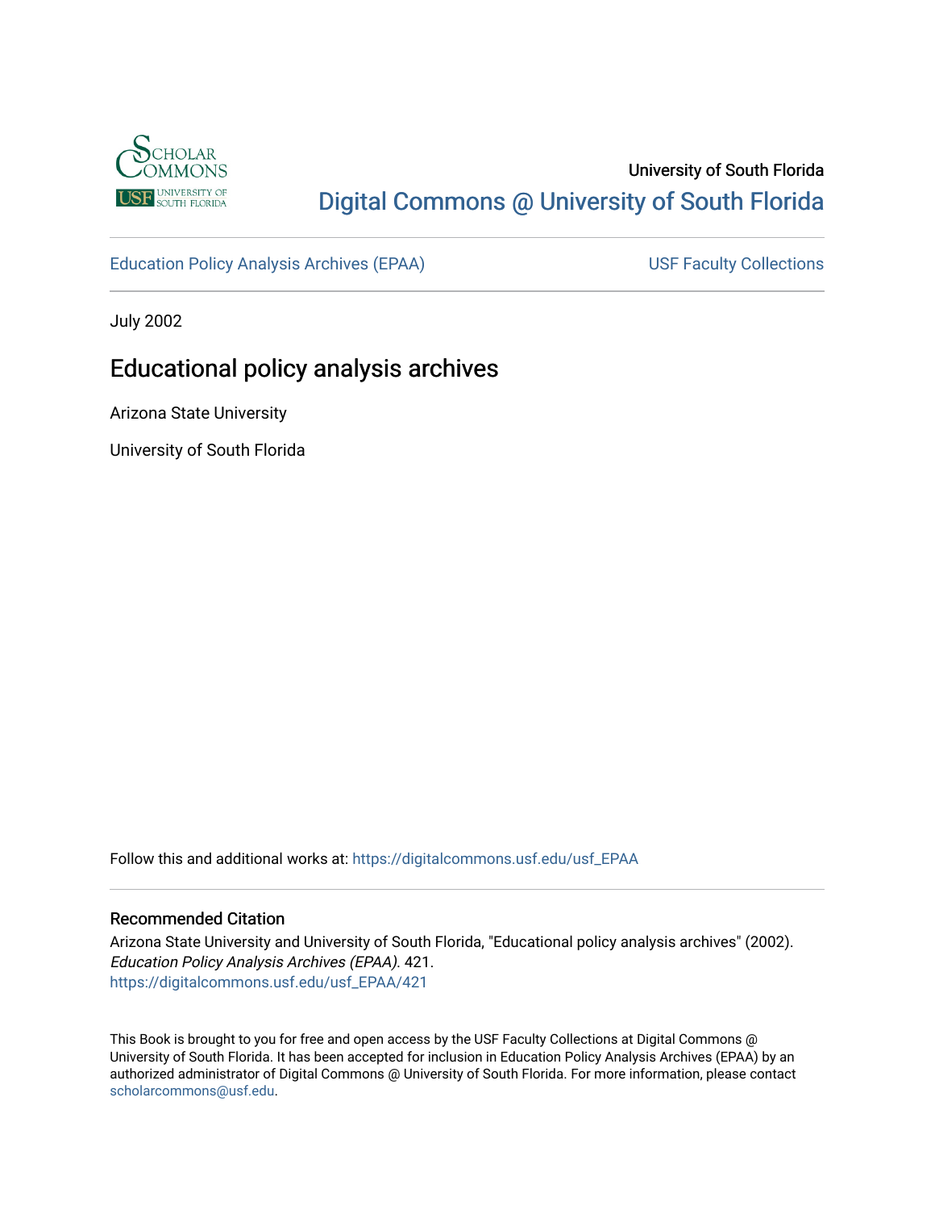University of South Florida

Digital Commons @ University of South Florida

Education Policy Analysis Archives (EPAA)

USF Faculty Collections

July 2002

# Educational policy analysis archives

Arizona State University

University of South Florida

Follow this and additional works at: https://digitalcommons.usf.edu/usf_EPAA

## Recommended Citation

Arizona State University and University of South Florida, "Educational policy analysis archives" (2002). *Education Policy Analysis Archives (EPAA)*. 421.
https://digitalcommons.usf.edu/usf_EPAA/421

This Book is brought to you for free and open access by the USF Faculty Collections at Digital Commons @ University of South Florida. It has been accepted for inclusion in Education Policy Analysis Archives (EPAA) by an authorized administrator of Digital Commons @ University of South Florida. For more information, please contact scholarcommons@usf.edu.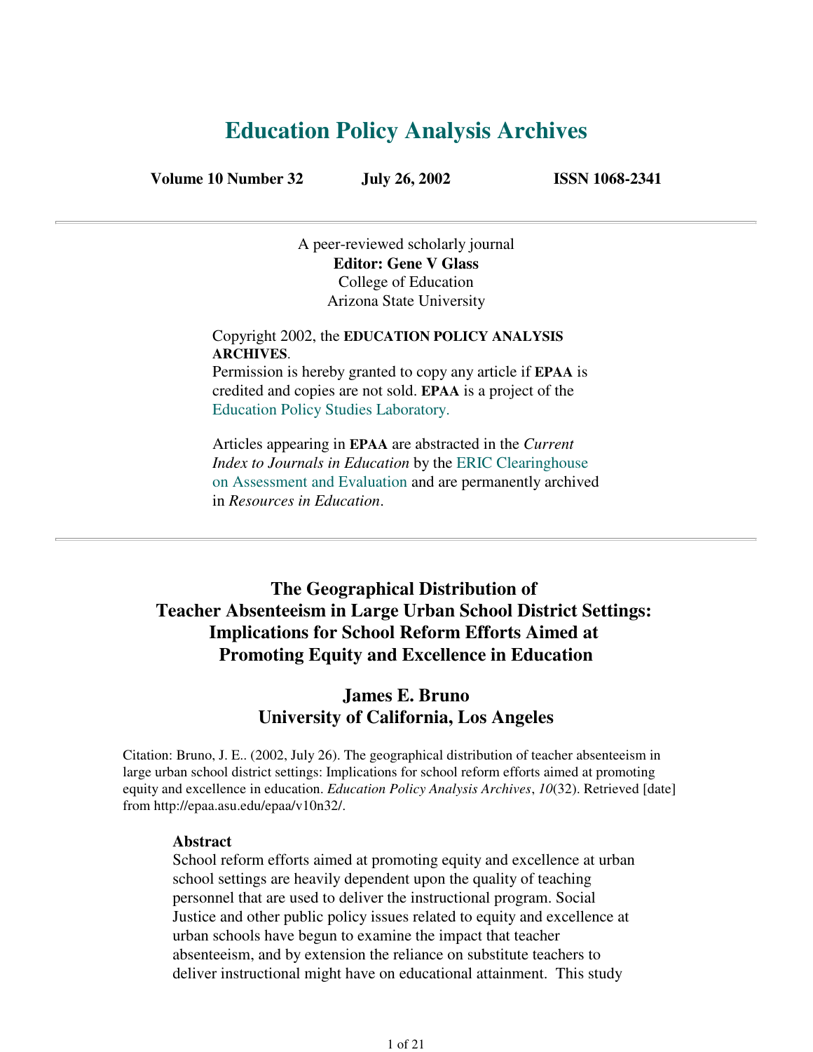# Education Policy Analysis Archives

**Volume 10 Number 32 July 26, 2002 ISSN 1068-2341**

A peer-reviewed scholarly journal
**Editor: Gene V Glass**
College of Education
Arizona State University

Copyright 2002, the **EDUCATION POLICY ANALYSIS ARCHIVES**.
Permission is hereby granted to copy any article if **EPAA** is credited and copies are not sold. **EPAA** is a project of the Education Policy Studies Laboratory.

Articles appearing in **EPAA** are abstracted in the *Current Index to Journals in Education* by the ERIC Clearinghouse on Assessment and Evaluation and are permanently archived in *Resources in Education*.

---

## The Geographical Distribution of Teacher Absenteeism in Large Urban School District Settings: Implications for School Reform Efforts Aimed at Promoting Equity and Excellence in Education

### James E. Bruno
### University of California, Los Angeles

Citation: Bruno, J. E.. (2002, July 26). The geographical distribution of teacher absenteeism in large urban school district settings: Implications for school reform efforts aimed at promoting equity and excellence in education. *Education Policy Analysis Archives*, *10*(32). Retrieved [date] from http://epaa.asu.edu/epaa/v10n32/.

**Abstract**

School reform efforts aimed at promoting equity and excellence at urban school settings are heavily dependent upon the quality of teaching personnel that are used to deliver the instructional program. Social Justice and other public policy issues related to equity and excellence at urban schools have begun to examine the impact that teacher absenteeism, and by extension the reliance on substitute teachers to deliver instructional might have on educational attainment. This study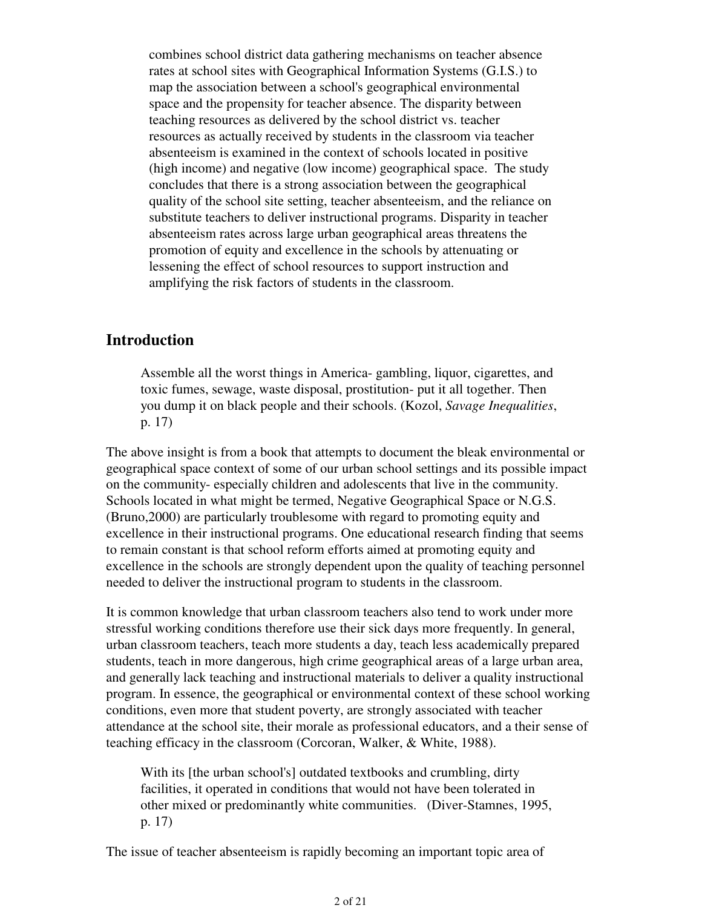combines school district data gathering mechanisms on teacher absence rates at school sites with Geographical Information Systems (G.I.S.) to map the association between a school's geographical environmental space and the propensity for teacher absence. The disparity between teaching resources as delivered by the school district vs. teacher resources as actually received by students in the classroom via teacher absenteeism is examined in the context of schools located in positive (high income) and negative (low income) geographical space. The study concludes that there is a strong association between the geographical quality of the school site setting, teacher absenteeism, and the reliance on substitute teachers to deliver instructional programs. Disparity in teacher absenteeism rates across large urban geographical areas threatens the promotion of equity and excellence in the schools by attenuating or lessening the effect of school resources to support instruction and amplifying the risk factors of students in the classroom.

## Introduction

> Assemble all the worst things in America- gambling, liquor, cigarettes, and toxic fumes, sewage, waste disposal, prostitution- put it all together. Then you dump it on black people and their schools. (Kozol, *Savage Inequalities*, p. 17)

The above insight is from a book that attempts to document the bleak environmental or geographical space context of some of our urban school settings and its possible impact on the community- especially children and adolescents that live in the community. Schools located in what might be termed, Negative Geographical Space or N.G.S. (Bruno,2000) are particularly troublesome with regard to promoting equity and excellence in their instructional programs. One educational research finding that seems to remain constant is that school reform efforts aimed at promoting equity and excellence in the schools are strongly dependent upon the quality of teaching personnel needed to deliver the instructional program to students in the classroom.

It is common knowledge that urban classroom teachers also tend to work under more stressful working conditions therefore use their sick days more frequently. In general, urban classroom teachers, teach more students a day, teach less academically prepared students, teach in more dangerous, high crime geographical areas of a large urban area, and generally lack teaching and instructional materials to deliver a quality instructional program. In essence, the geographical or environmental context of these school working conditions, even more that student poverty, are strongly associated with teacher attendance at the school site, their morale as professional educators, and a their sense of teaching efficacy in the classroom (Corcoran, Walker, & White, 1988).

> With its [the urban school's] outdated textbooks and crumbling, dirty facilities, it operated in conditions that would not have been tolerated in other mixed or predominantly white communities. (Diver-Stamnes, 1995, p. 17)

The issue of teacher absenteeism is rapidly becoming an important topic area of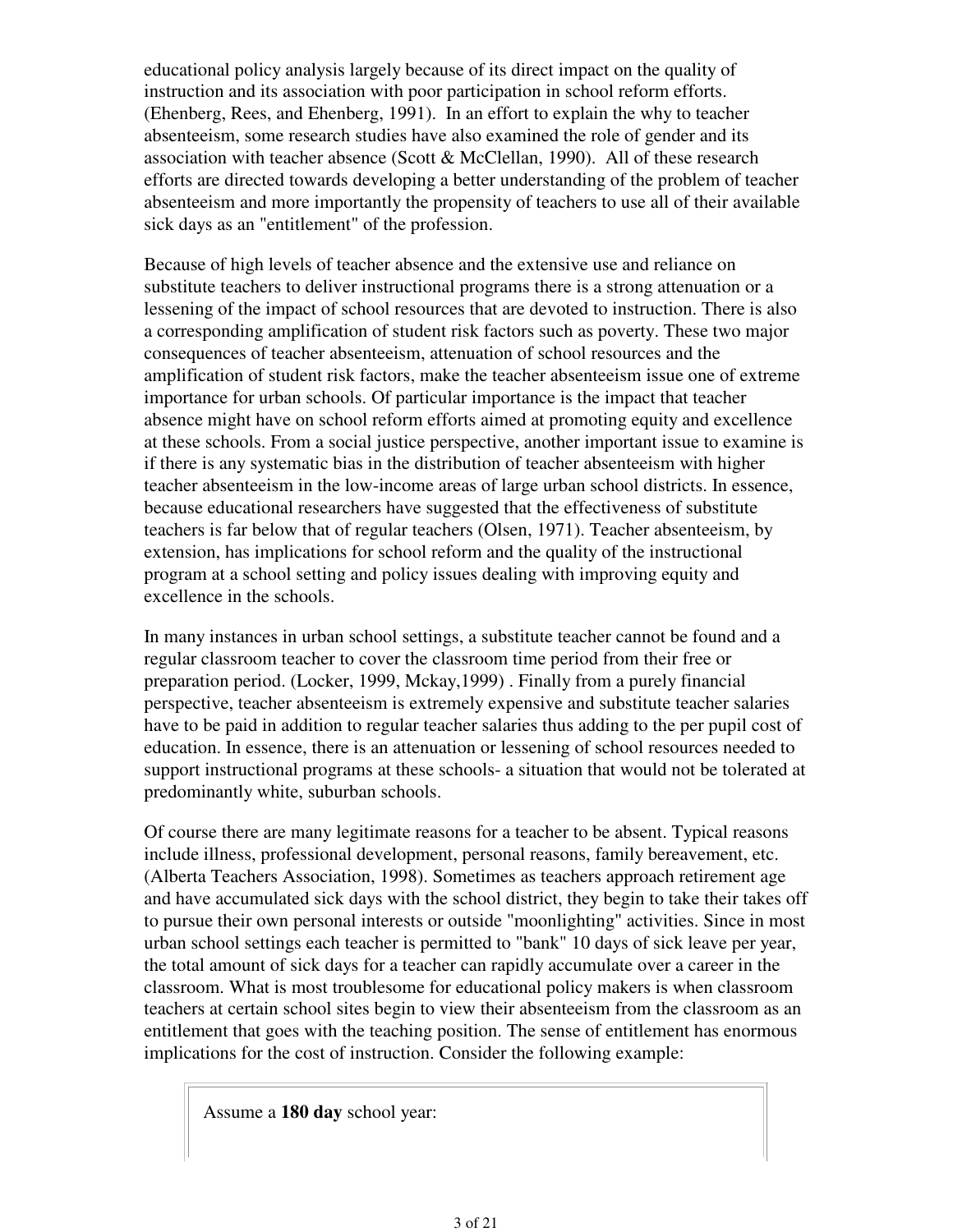educational policy analysis largely because of its direct impact on the quality of instruction and its association with poor participation in school reform efforts. (Ehenberg, Rees, and Ehenberg, 1991). In an effort to explain the why to teacher absenteeism, some research studies have also examined the role of gender and its association with teacher absence (Scott & McClellan, 1990). All of these research efforts are directed towards developing a better understanding of the problem of teacher absenteeism and more importantly the propensity of teachers to use all of their available sick days as an "entitlement" of the profession.

Because of high levels of teacher absence and the extensive use and reliance on substitute teachers to deliver instructional programs there is a strong attenuation or a lessening of the impact of school resources that are devoted to instruction. There is also a corresponding amplification of student risk factors such as poverty. These two major consequences of teacher absenteeism, attenuation of school resources and the amplification of student risk factors, make the teacher absenteeism issue one of extreme importance for urban schools. Of particular importance is the impact that teacher absence might have on school reform efforts aimed at promoting equity and excellence at these schools. From a social justice perspective, another important issue to examine is if there is any systematic bias in the distribution of teacher absenteeism with higher teacher absenteeism in the low-income areas of large urban school districts. In essence, because educational researchers have suggested that the effectiveness of substitute teachers is far below that of regular teachers (Olsen, 1971). Teacher absenteeism, by extension, has implications for school reform and the quality of the instructional program at a school setting and policy issues dealing with improving equity and excellence in the schools.

In many instances in urban school settings, a substitute teacher cannot be found and a regular classroom teacher to cover the classroom time period from their free or preparation period. (Locker, 1999, Mckay,1999) . Finally from a purely financial perspective, teacher absenteeism is extremely expensive and substitute teacher salaries have to be paid in addition to regular teacher salaries thus adding to the per pupil cost of education. In essence, there is an attenuation or lessening of school resources needed to support instructional programs at these schools- a situation that would not be tolerated at predominantly white, suburban schools.

Of course there are many legitimate reasons for a teacher to be absent. Typical reasons include illness, professional development, personal reasons, family bereavement, etc. (Alberta Teachers Association, 1998). Sometimes as teachers approach retirement age and have accumulated sick days with the school district, they begin to take their takes off to pursue their own personal interests or outside "moonlighting" activities. Since in most urban school settings each teacher is permitted to "bank" 10 days of sick leave per year, the total amount of sick days for a teacher can rapidly accumulate over a career in the classroom. What is most troublesome for educational policy makers is when classroom teachers at certain school sites begin to view their absenteeism from the classroom as an entitlement that goes with the teaching position. The sense of entitlement has enormous implications for the cost of instruction. Consider the following example:

Assume a **180 day** school year: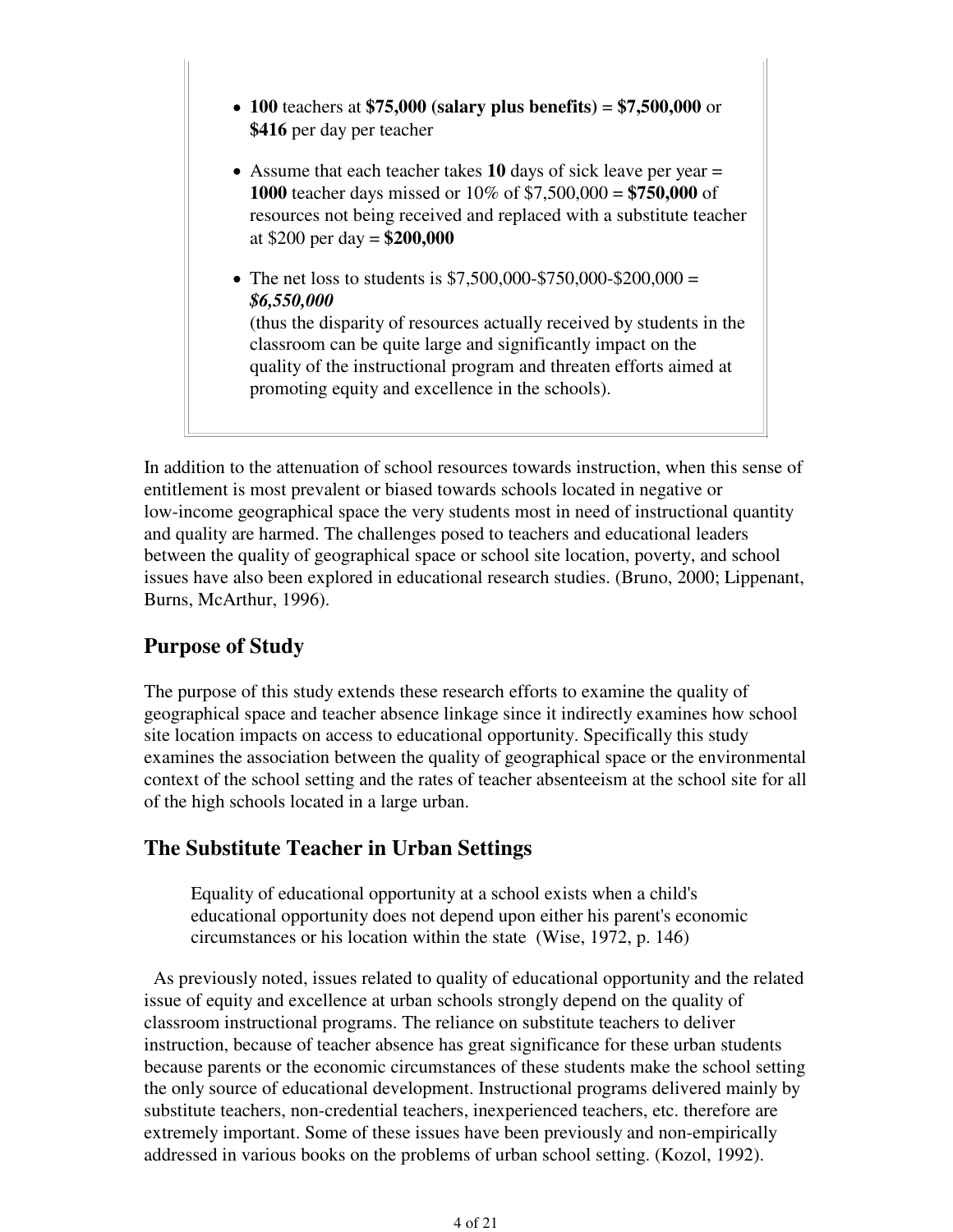- **100** teachers at **$75,000 (salary plus benefits)** = **$7,500,000** or **$416** per day per teacher
- Assume that each teacher takes **10** days of sick leave per year = **1000** teacher days missed or 10% of $7,500,000 = **$750,000** of resources not being received and replaced with a substitute teacher at $200 per day = **$200,000**
- The net loss to students is $7,500,000-$750,000-$200,000 = ***$6,550,000***
  (thus the disparity of resources actually received by students in the classroom can be quite large and significantly impact on the quality of the instructional program and threaten efforts aimed at promoting equity and excellence in the schools).

In addition to the attenuation of school resources towards instruction, when this sense of entitlement is most prevalent or biased towards schools located in negative or low-income geographical space the very students most in need of instructional quantity and quality are harmed. The challenges posed to teachers and educational leaders between the quality of geographical space or school site location, poverty, and school issues have also been explored in educational research studies. (Bruno, 2000; Lippenant, Burns, McArthur, 1996).

## Purpose of Study

The purpose of this study extends these research efforts to examine the quality of geographical space and teacher absence linkage since it indirectly examines how school site location impacts on access to educational opportunity. Specifically this study examines the association between the quality of geographical space or the environmental context of the school setting and the rates of teacher absenteeism at the school site for all of the high schools located in a large urban.

## The Substitute Teacher in Urban Settings

> Equality of educational opportunity at a school exists when a child's educational opportunity does not depend upon either his parent's economic circumstances or his location within the state (Wise, 1972, p. 146)

As previously noted, issues related to quality of educational opportunity and the related issue of equity and excellence at urban schools strongly depend on the quality of classroom instructional programs. The reliance on substitute teachers to deliver instruction, because of teacher absence has great significance for these urban students because parents or the economic circumstances of these students make the school setting the only source of educational development. Instructional programs delivered mainly by substitute teachers, non-credential teachers, inexperienced teachers, etc. therefore are extremely important. Some of these issues have been previously and non-empirically addressed in various books on the problems of urban school setting. (Kozol, 1992).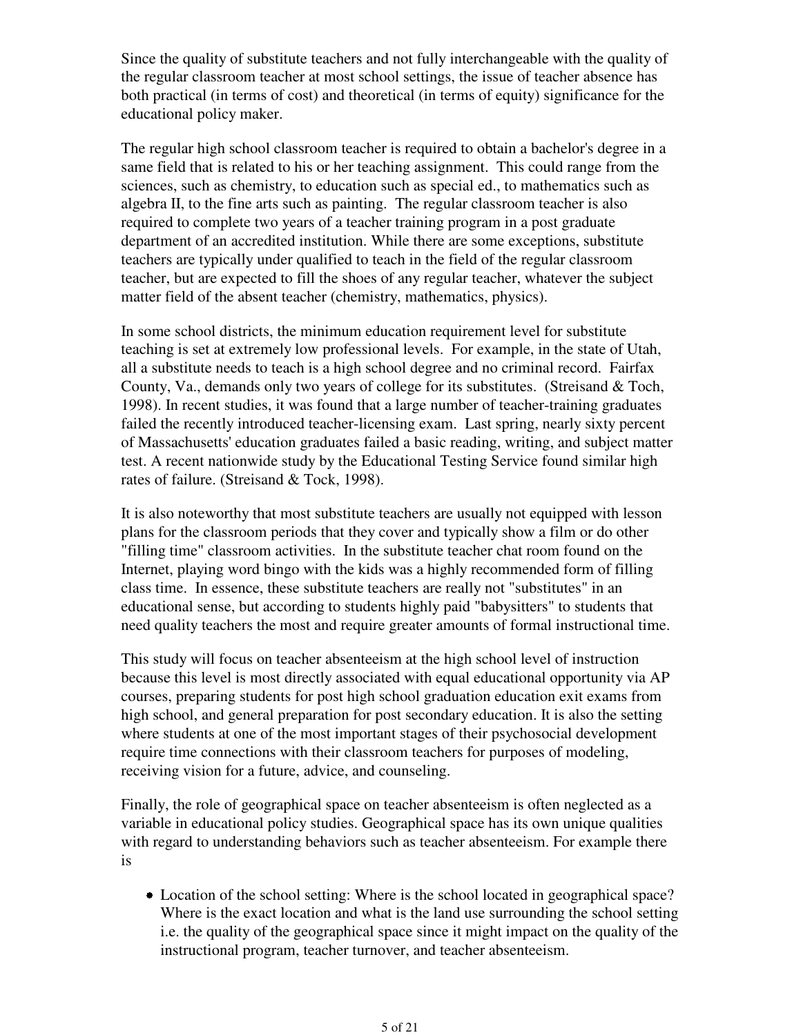Since the quality of substitute teachers and not fully interchangeable with the quality of the regular classroom teacher at most school settings, the issue of teacher absence has both practical (in terms of cost) and theoretical (in terms of equity) significance for the educational policy maker.

The regular high school classroom teacher is required to obtain a bachelor's degree in a same field that is related to his or her teaching assignment. This could range from the sciences, such as chemistry, to education such as special ed., to mathematics such as algebra II, to the fine arts such as painting. The regular classroom teacher is also required to complete two years of a teacher training program in a post graduate department of an accredited institution. While there are some exceptions, substitute teachers are typically under qualified to teach in the field of the regular classroom teacher, but are expected to fill the shoes of any regular teacher, whatever the subject matter field of the absent teacher (chemistry, mathematics, physics).

In some school districts, the minimum education requirement level for substitute teaching is set at extremely low professional levels. For example, in the state of Utah, all a substitute needs to teach is a high school degree and no criminal record. Fairfax County, Va., demands only two years of college for its substitutes. (Streisand & Toch, 1998). In recent studies, it was found that a large number of teacher-training graduates failed the recently introduced teacher-licensing exam. Last spring, nearly sixty percent of Massachusetts' education graduates failed a basic reading, writing, and subject matter test. A recent nationwide study by the Educational Testing Service found similar high rates of failure. (Streisand & Tock, 1998).

It is also noteworthy that most substitute teachers are usually not equipped with lesson plans for the classroom periods that they cover and typically show a film or do other "filling time" classroom activities. In the substitute teacher chat room found on the Internet, playing word bingo with the kids was a highly recommended form of filling class time. In essence, these substitute teachers are really not "substitutes" in an educational sense, but according to students highly paid "babysitters" to students that need quality teachers the most and require greater amounts of formal instructional time.

This study will focus on teacher absenteeism at the high school level of instruction because this level is most directly associated with equal educational opportunity via AP courses, preparing students for post high school graduation education exit exams from high school, and general preparation for post secondary education. It is also the setting where students at one of the most important stages of their psychosocial development require time connections with their classroom teachers for purposes of modeling, receiving vision for a future, advice, and counseling.

Finally, the role of geographical space on teacher absenteeism is often neglected as a variable in educational policy studies. Geographical space has its own unique qualities with regard to understanding behaviors such as teacher absenteeism. For example there is

- Location of the school setting: Where is the school located in geographical space? Where is the exact location and what is the land use surrounding the school setting i.e. the quality of the geographical space since it might impact on the quality of the instructional program, teacher turnover, and teacher absenteeism.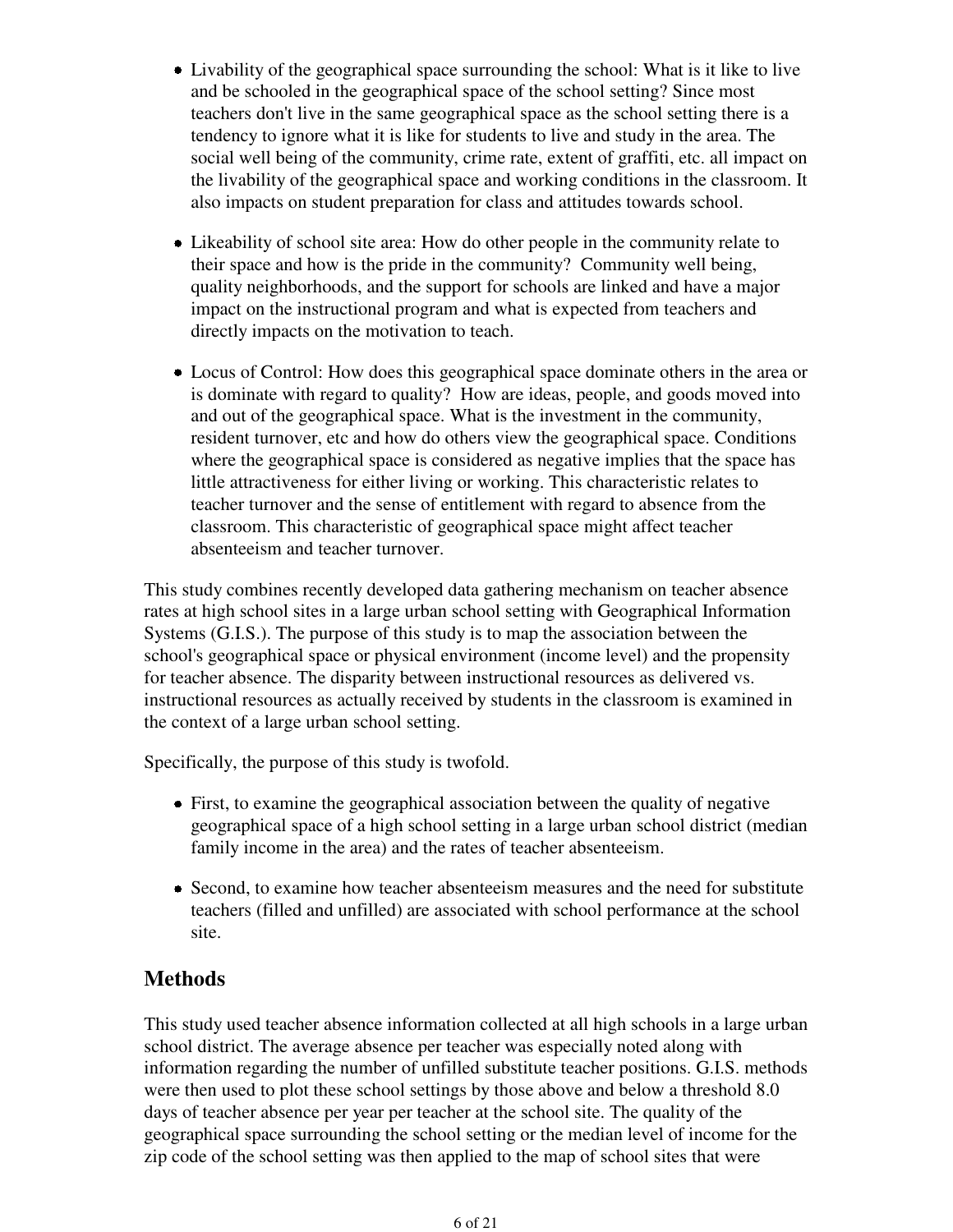- Livability of the geographical space surrounding the school: What is it like to live and be schooled in the geographical space of the school setting? Since most teachers don't live in the same geographical space as the school setting there is a tendency to ignore what it is like for students to live and study in the area. The social well being of the community, crime rate, extent of graffiti, etc. all impact on the livability of the geographical space and working conditions in the classroom. It also impacts on student preparation for class and attitudes towards school.

- Likeability of school site area: How do other people in the community relate to their space and how is the pride in the community? Community well being, quality neighborhoods, and the support for schools are linked and have a major impact on the instructional program and what is expected from teachers and directly impacts on the motivation to teach.

- Locus of Control: How does this geographical space dominate others in the area or is dominate with regard to quality? How are ideas, people, and goods moved into and out of the geographical space. What is the investment in the community, resident turnover, etc and how do others view the geographical space. Conditions where the geographical space is considered as negative implies that the space has little attractiveness for either living or working. This characteristic relates to teacher turnover and the sense of entitlement with regard to absence from the classroom. This characteristic of geographical space might affect teacher absenteeism and teacher turnover.

This study combines recently developed data gathering mechanism on teacher absence rates at high school sites in a large urban school setting with Geographical Information Systems (G.I.S.). The purpose of this study is to map the association between the school's geographical space or physical environment (income level) and the propensity for teacher absence. The disparity between instructional resources as delivered vs. instructional resources as actually received by students in the classroom is examined in the context of a large urban school setting.

Specifically, the purpose of this study is twofold.

- First, to examine the geographical association between the quality of negative geographical space of a high school setting in a large urban school district (median family income in the area) and the rates of teacher absenteeism.

- Second, to examine how teacher absenteeism measures and the need for substitute teachers (filled and unfilled) are associated with school performance at the school site.

## Methods

This study used teacher absence information collected at all high schools in a large urban school district. The average absence per teacher was especially noted along with information regarding the number of unfilled substitute teacher positions. G.I.S. methods were then used to plot these school settings by those above and below a threshold 8.0 days of teacher absence per year per teacher at the school site. The quality of the geographical space surrounding the school setting or the median level of income for the zip code of the school setting was then applied to the map of school sites that were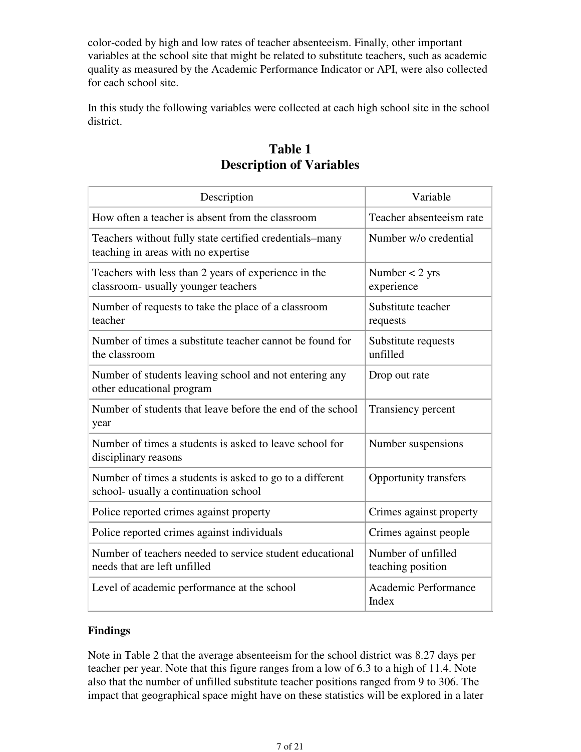color-coded by high and low rates of teacher absenteeism. Finally, other important variables at the school site that might be related to substitute teachers, such as academic quality as measured by the Academic Performance Indicator or API, were also collected for each school site.

In this study the following variables were collected at each high school site in the school district.

## Table 1
## Description of Variables

| Description | Variable |
|---|---|
| How often a teacher is absent from the classroom | Teacher absenteeism rate |
| Teachers without fully state certified credentials–many teaching in areas with no expertise | Number w/o credential |
| Teachers with less than 2 years of experience in the classroom- usually younger teachers | Number < 2 yrs experience |
| Number of requests to take the place of a classroom teacher | Substitute teacher requests |
| Number of times a substitute teacher cannot be found for the classroom | Substitute requests unfilled |
| Number of students leaving school and not entering any other educational program | Drop out rate |
| Number of students that leave before the end of the school year | Transiency percent |
| Number of times a students is asked to leave school for disciplinary reasons | Number suspensions |
| Number of times a students is asked to go to a different school- usually a continuation school | Opportunity transfers |
| Police reported crimes against property | Crimes against property |
| Police reported crimes against individuals | Crimes against people |
| Number of teachers needed to service student educational needs that are left unfilled | Number of unfilled teaching position |
| Level of academic performance at the school | Academic Performance Index |

**Findings**

Note in Table 2 that the average absenteeism for the school district was 8.27 days per teacher per year. Note that this figure ranges from a low of 6.3 to a high of 11.4. Note also that the number of unfilled substitute teacher positions ranged from 9 to 306. The impact that geographical space might have on these statistics will be explored in a later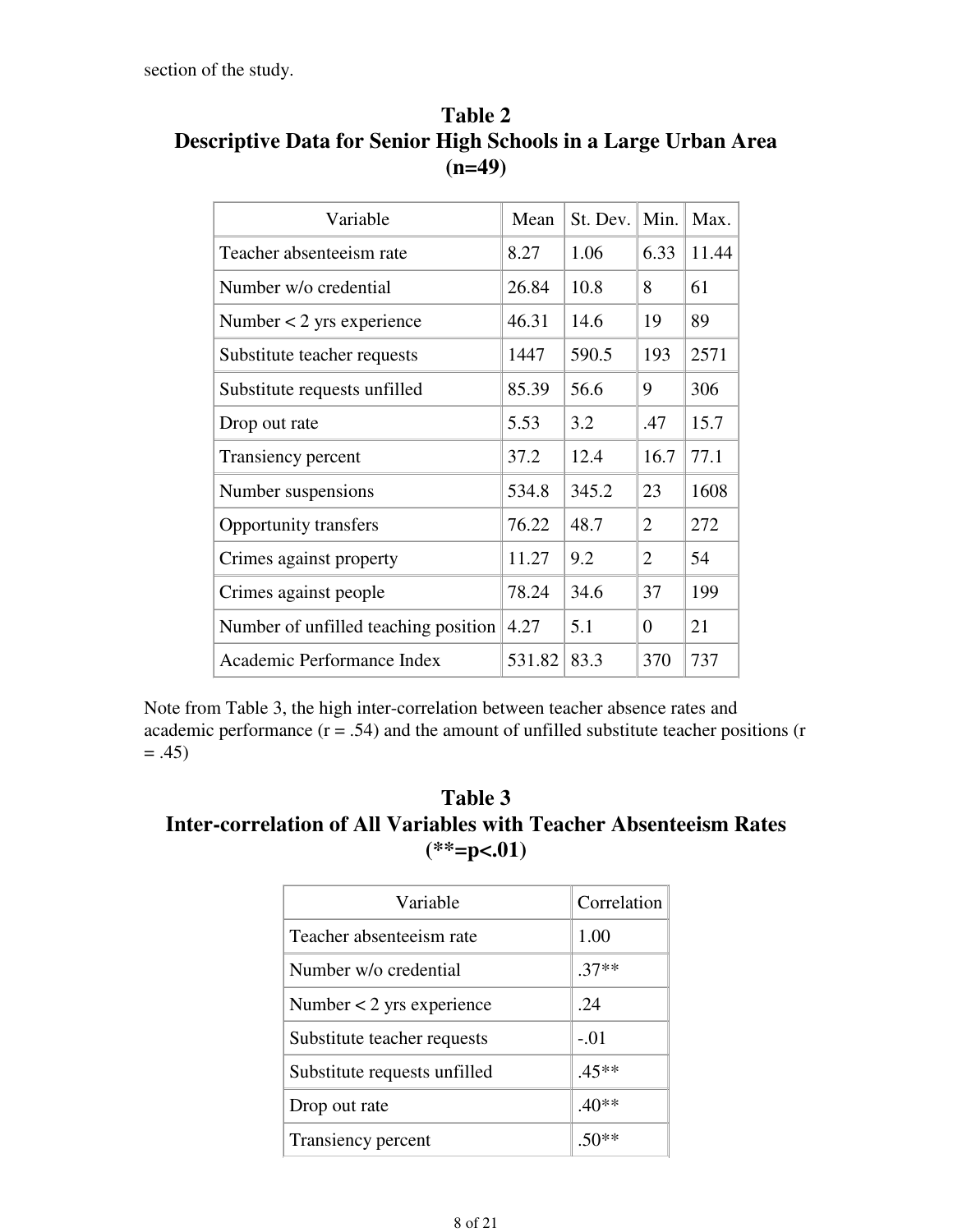section of the study.

## Table 2
## Descriptive Data for Senior High Schools in a Large Urban Area (n=49)

| Variable | Mean | St. Dev. | Min. | Max. |
|---|---|---|---|---|
| Teacher absenteeism rate | 8.27 | 1.06 | 6.33 | 11.44 |
| Number w/o credential | 26.84 | 10.8 | 8 | 61 |
| Number < 2 yrs experience | 46.31 | 14.6 | 19 | 89 |
| Substitute teacher requests | 1447 | 590.5 | 193 | 2571 |
| Substitute requests unfilled | 85.39 | 56.6 | 9 | 306 |
| Drop out rate | 5.53 | 3.2 | .47 | 15.7 |
| Transiency percent | 37.2 | 12.4 | 16.7 | 77.1 |
| Number suspensions | 534.8 | 345.2 | 23 | 1608 |
| Opportunity transfers | 76.22 | 48.7 | 2 | 272 |
| Crimes against property | 11.27 | 9.2 | 2 | 54 |
| Crimes against people | 78.24 | 34.6 | 37 | 199 |
| Number of unfilled teaching position | 4.27 | 5.1 | 0 | 21 |
| Academic Performance Index | 531.82 | 83.3 | 370 | 737 |

Note from Table 3, the high inter-correlation between teacher absence rates and academic performance ($r = .54$) and the amount of unfilled substitute teacher positions ($r = .45$)

## Table 3
## Inter-correlation of All Variables with Teacher Absenteeism Rates (**=p<.01)

| Variable | Correlation |
|---|---|
| Teacher absenteeism rate | 1.00 |
| Number w/o credential | .37** |
| Number < 2 yrs experience | .24 |
| Substitute teacher requests | -.01 |
| Substitute requests unfilled | .45** |
| Drop out rate | .40** |
| Transiency percent | .50** |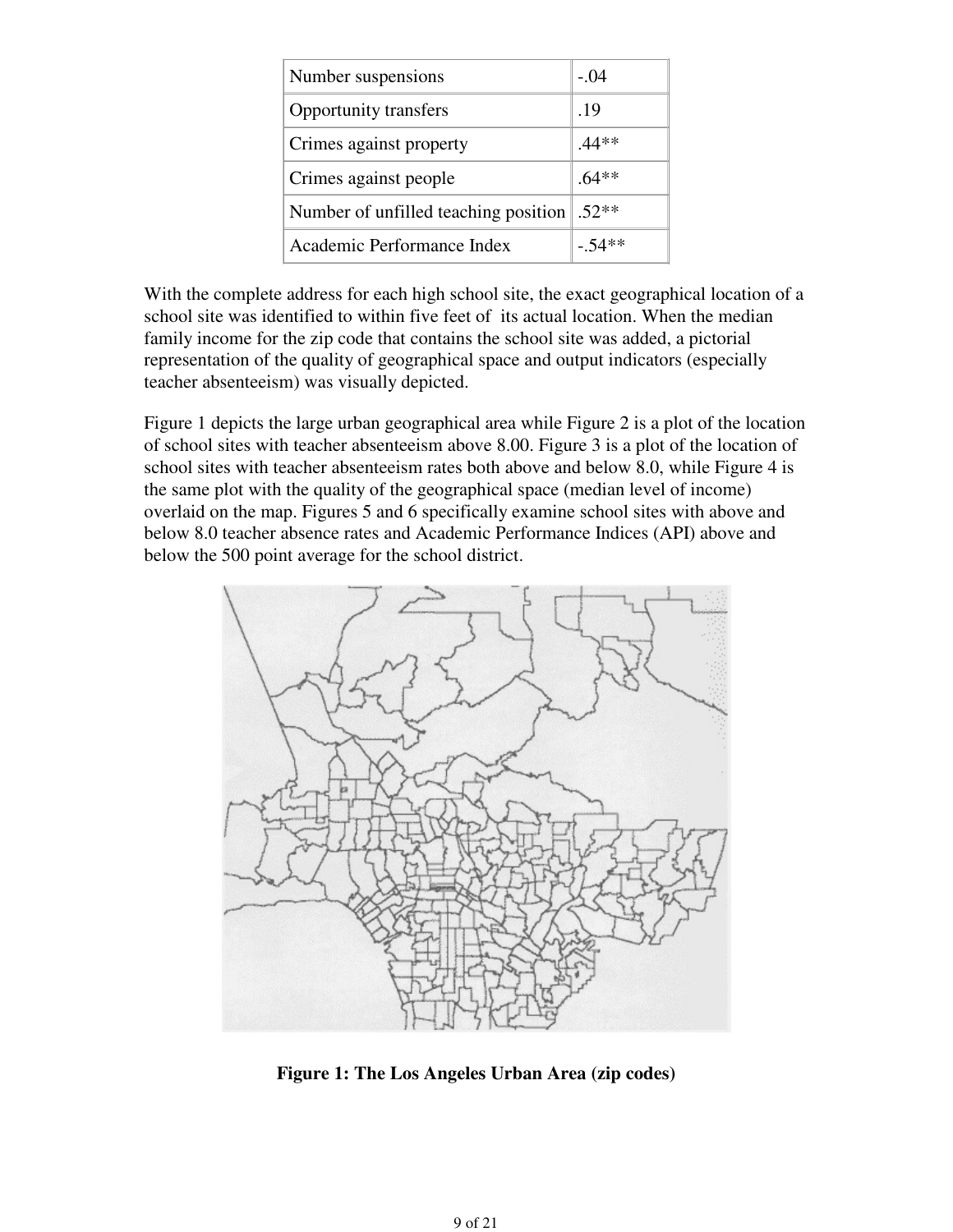| Number suspensions | -.04 |
| --- | --- |
| Opportunity transfers | .19 |
| Crimes against property | .44** |
| Crimes against people | .64** |
| Number of unfilled teaching position | .52** |
| Academic Performance Index | -.54** |

With the complete address for each high school site, the exact geographical location of a school site was identified to within five feet of its actual location. When the median family income for the zip code that contains the school site was added, a pictorial representation of the quality of geographical space and output indicators (especially teacher absenteeism) was visually depicted.

Figure 1 depicts the large urban geographical area while Figure 2 is a plot of the location of school sites with teacher absenteeism above 8.00. Figure 3 is a plot of the location of school sites with teacher absenteeism rates both above and below 8.0, while Figure 4 is the same plot with the quality of the geographical space (median level of income) overlaid on the map. Figures 5 and 6 specifically examine school sites with above and below 8.0 teacher absence rates and Academic Performance Indices (API) above and below the 500 point average for the school district.

**Figure 1: The Los Angeles Urban Area (zip codes)**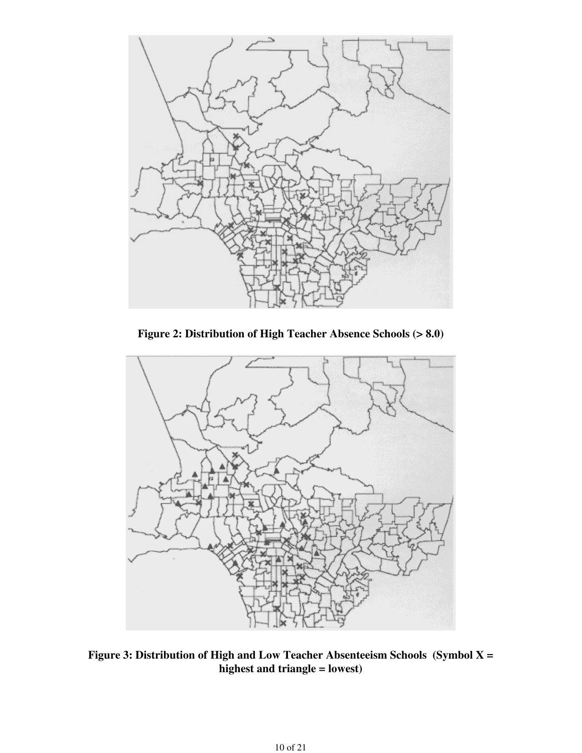**Figure 2: Distribution of High Teacher Absence Schools (> 8.0)**

**Figure 3: Distribution of High and Low Teacher Absenteeism Schools (Symbol X = highest and triangle = lowest)**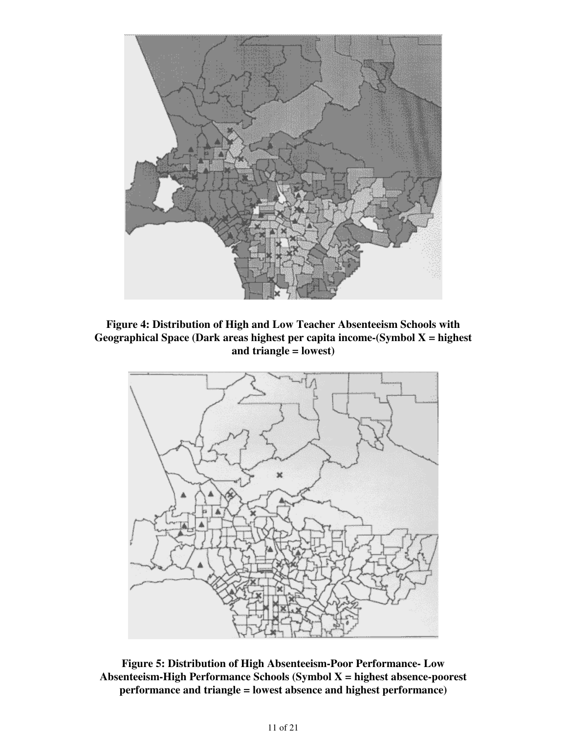**Figure 4: Distribution of High and Low Teacher Absenteeism Schools with Geographical Space (Dark areas highest per capita income-(Symbol X = highest and triangle = lowest)**

**Figure 5: Distribution of High Absenteeism-Poor Performance- Low Absenteeism-High Performance Schools (Symbol X = highest absence-poorest performance and triangle = lowest absence and highest performance)**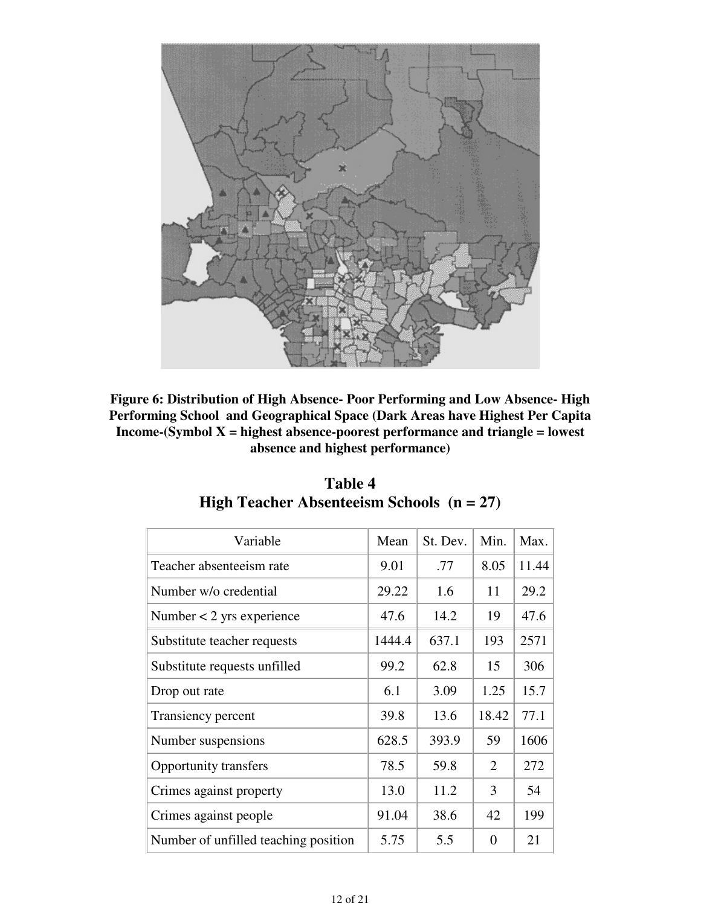**Figure 6: Distribution of High Absence- Poor Performing and Low Absence- High Performing School and Geographical Space (Dark Areas have Highest Per Capita Income-(Symbol X = highest absence-poorest performance and triangle = lowest absence and highest performance)**

## Table 4
## High Teacher Absenteeism Schools (n = 27)

| Variable | Mean | St. Dev. | Min. | Max. |
|---|---|---|---|---|
| Teacher absenteeism rate | 9.01 | .77 | 8.05 | 11.44 |
| Number w/o credential | 29.22 | 1.6 | 11 | 29.2 |
| Number < 2 yrs experience | 47.6 | 14.2 | 19 | 47.6 |
| Substitute teacher requests | 1444.4 | 637.1 | 193 | 2571 |
| Substitute requests unfilled | 99.2 | 62.8 | 15 | 306 |
| Drop out rate | 6.1 | 3.09 | 1.25 | 15.7 |
| Transiency percent | 39.8 | 13.6 | 18.42 | 77.1 |
| Number suspensions | 628.5 | 393.9 | 59 | 1606 |
| Opportunity transfers | 78.5 | 59.8 | 2 | 272 |
| Crimes against property | 13.0 | 11.2 | 3 | 54 |
| Crimes against people | 91.04 | 38.6 | 42 | 199 |
| Number of unfilled teaching position | 5.75 | 5.5 | 0 | 21 |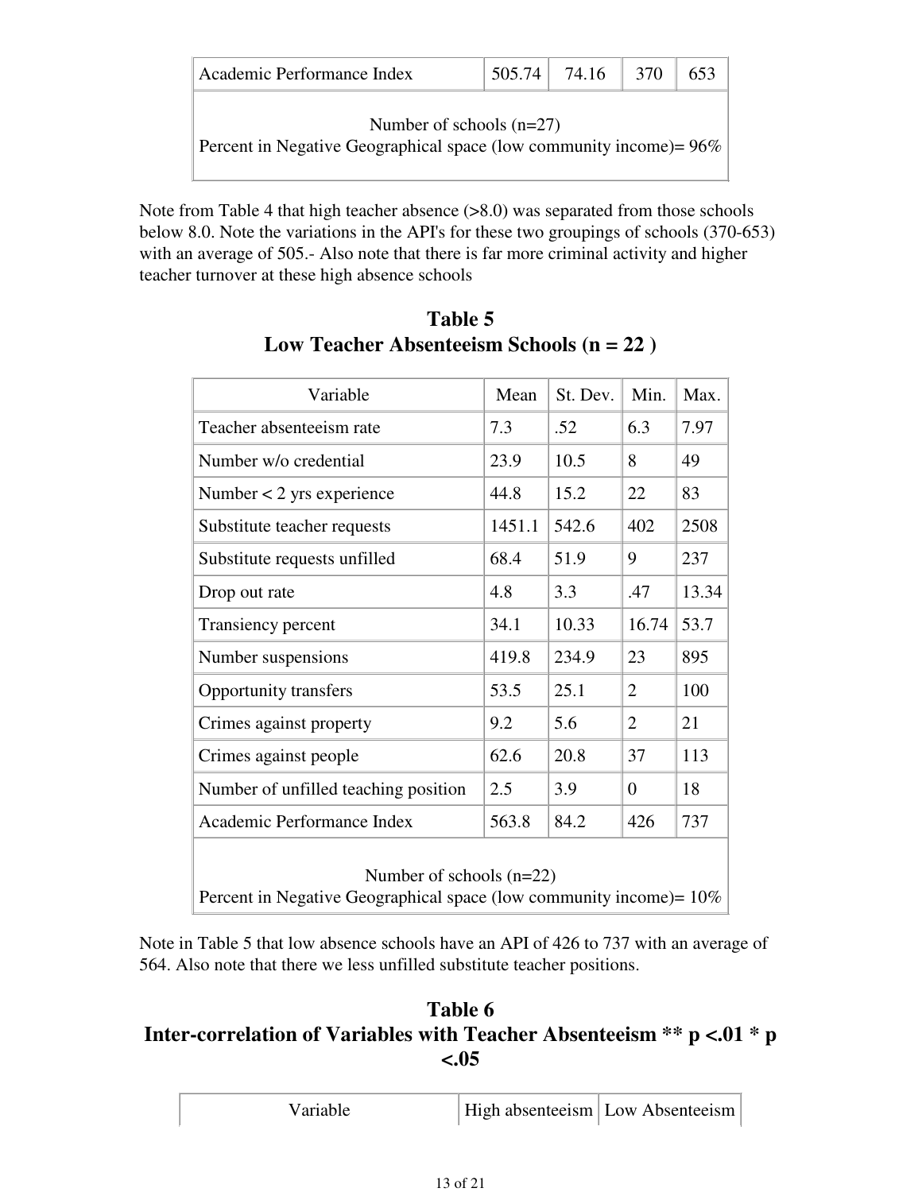| Academic Performance Index | 505.74 | 74.16 | 370 | 653 |
|---|---|---|---|---|
| Number of schools (n=27)<br>Percent in Negative Geographical space (low community income)= 96% | | | | |

Note from Table 4 that high teacher absence (>8.0) was separated from those schools below 8.0. Note the variations in the API's for these two groupings of schools (370-653) with an average of 505.- Also note that there is far more criminal activity and higher teacher turnover at these high absence schools

## Table 5
## Low Teacher Absenteeism Schools (n = 22 )

| Variable | Mean | St. Dev. | Min. | Max. |
|---|---|---|---|---|
| Teacher absenteeism rate | 7.3 | .52 | 6.3 | 7.97 |
| Number w/o credential | 23.9 | 10.5 | 8 | 49 |
| Number < 2 yrs experience | 44.8 | 15.2 | 22 | 83 |
| Substitute teacher requests | 1451.1 | 542.6 | 402 | 2508 |
| Substitute requests unfilled | 68.4 | 51.9 | 9 | 237 |
| Drop out rate | 4.8 | 3.3 | .47 | 13.34 |
| Transiency percent | 34.1 | 10.33 | 16.74 | 53.7 |
| Number suspensions | 419.8 | 234.9 | 23 | 895 |
| Opportunity transfers | 53.5 | 25.1 | 2 | 100 |
| Crimes against property | 9.2 | 5.6 | 2 | 21 |
| Crimes against people | 62.6 | 20.8 | 37 | 113 |
| Number of unfilled teaching position | 2.5 | 3.9 | 0 | 18 |
| Academic Performance Index | 563.8 | 84.2 | 426 | 737 |
| Number of schools (n=22)<br>Percent in Negative Geographical space (low community income)= 10% | | | | |

Note in Table 5 that low absence schools have an API of 426 to 737 with an average of 564. Also note that there we less unfilled substitute teacher positions.

## Table 6
## Inter-correlation of Variables with Teacher Absenteeism ** p <.01 * p <.05

| Variable | High absenteeism | Low Absenteeism |
|---|---|---|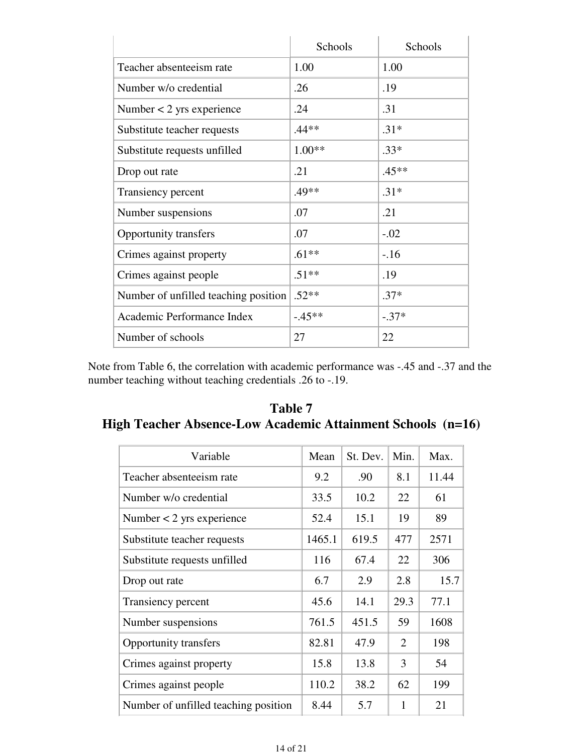| | Schools | Schools |
|---|---|---|
| Teacher absenteeism rate | 1.00 | 1.00 |
| Number w/o credential | .26 | .19 |
| Number < 2 yrs experience | .24 | .31 |
| Substitute teacher requests | .44** | .31* |
| Substitute requests unfilled | 1.00** | .33* |
| Drop out rate | .21 | .45** |
| Transiency percent | .49** | .31* |
| Number suspensions | .07 | .21 |
| Opportunity transfers | .07 | -.02 |
| Crimes against property | .61** | -.16 |
| Crimes against people | .51** | .19 |
| Number of unfilled teaching position | .52** | .37* |
| Academic Performance Index | -.45** | -.37* |
| Number of schools | 27 | 22 |

Note from Table 6, the correlation with academic performance was -.45 and -.37 and the number teaching without teaching credentials .26 to -.19.

## Table 7
## High Teacher Absence-Low Academic Attainment Schools (n=16)

| Variable | Mean | St. Dev. | Min. | Max. |
|---|---|---|---|---|
| Teacher absenteeism rate | 9.2 | .90 | 8.1 | 11.44 |
| Number w/o credential | 33.5 | 10.2 | 22 | 61 |
| Number < 2 yrs experience | 52.4 | 15.1 | 19 | 89 |
| Substitute teacher requests | 1465.1 | 619.5 | 477 | 2571 |
| Substitute requests unfilled | 116 | 67.4 | 22 | 306 |
| Drop out rate | 6.7 | 2.9 | 2.8 | 15.7 |
| Transiency percent | 45.6 | 14.1 | 29.3 | 77.1 |
| Number suspensions | 761.5 | 451.5 | 59 | 1608 |
| Opportunity transfers | 82.81 | 47.9 | 2 | 198 |
| Crimes against property | 15.8 | 13.8 | 3 | 54 |
| Crimes against people | 110.2 | 38.2 | 62 | 199 |
| Number of unfilled teaching position | 8.44 | 5.7 | 1 | 21 |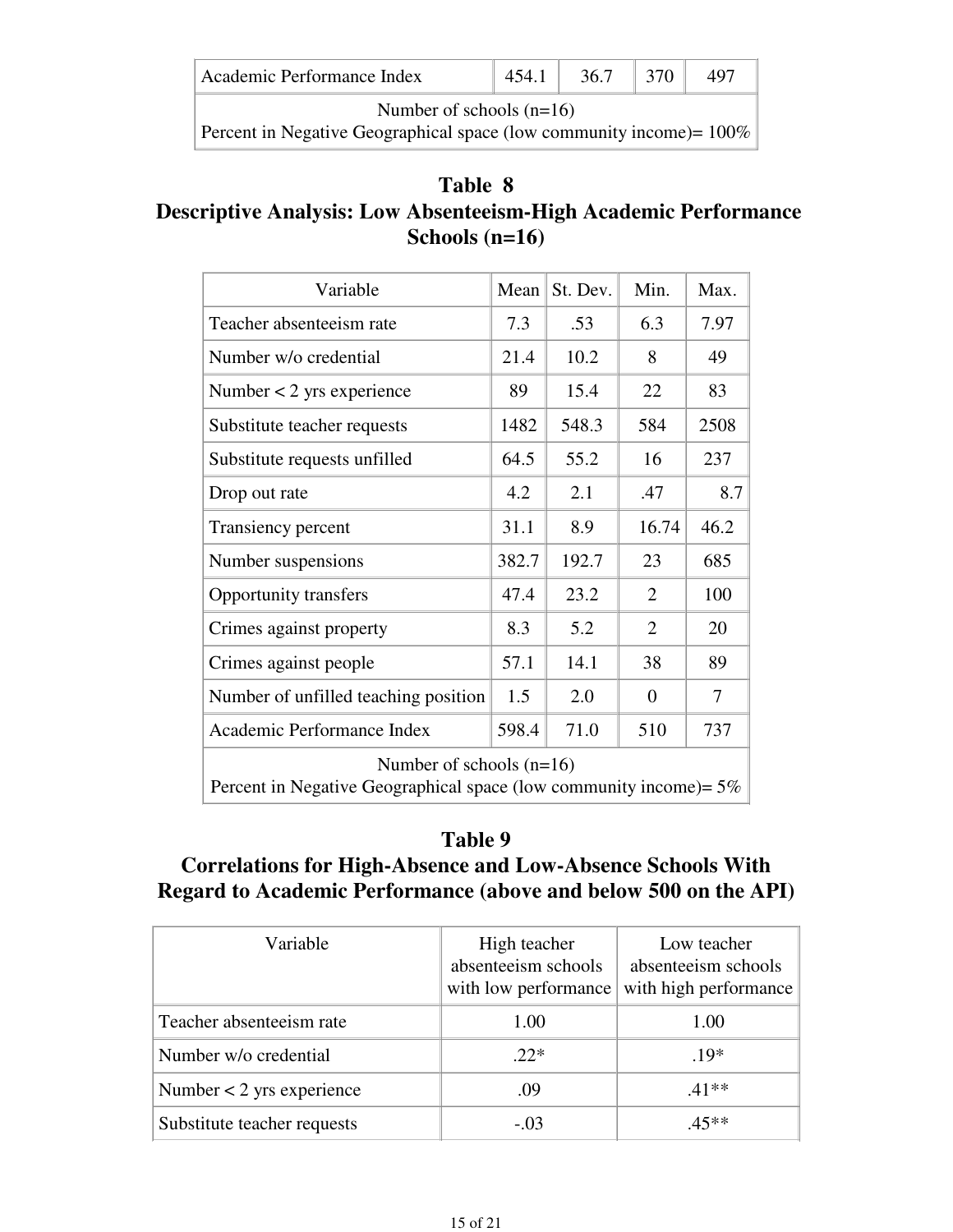| Academic Performance Index | 454.1 | 36.7 | 370 | 497 |
|---|---|---|---|---|
| Number of schools (n=16)<br>Percent in Negative Geographical space (low community income)= 100% | | | | |

## Table 8
## Descriptive Analysis: Low Absenteeism-High Academic Performance Schools (n=16)

| Variable | Mean | St. Dev. | Min. | Max. |
|---|---|---|---|---|
| Teacher absenteeism rate | 7.3 | .53 | 6.3 | 7.97 |
| Number w/o credential | 21.4 | 10.2 | 8 | 49 |
| Number < 2 yrs experience | 89 | 15.4 | 22 | 83 |
| Substitute teacher requests | 1482 | 548.3 | 584 | 2508 |
| Substitute requests unfilled | 64.5 | 55.2 | 16 | 237 |
| Drop out rate | 4.2 | 2.1 | .47 | 8.7 |
| Transiency percent | 31.1 | 8.9 | 16.74 | 46.2 |
| Number suspensions | 382.7 | 192.7 | 23 | 685 |
| Opportunity transfers | 47.4 | 23.2 | 2 | 100 |
| Crimes against property | 8.3 | 5.2 | 2 | 20 |
| Crimes against people | 57.1 | 14.1 | 38 | 89 |
| Number of unfilled teaching position | 1.5 | 2.0 | 0 | 7 |
| Academic Performance Index | 598.4 | 71.0 | 510 | 737 |
| Number of schools (n=16)<br>Percent in Negative Geographical space (low community income)= 5% | | | | |

## Table 9
## Correlations for High-Absence and Low-Absence Schools With Regard to Academic Performance (above and below 500 on the API)

| Variable | High teacher absenteeism schools with low performance | Low teacher absenteeism schools with high performance |
|---|---|---|
| Teacher absenteeism rate | 1.00 | 1.00 |
| Number w/o credential | .22* | .19* |
| Number < 2 yrs experience | .09 | .41** |
| Substitute teacher requests | -.03 | .45** |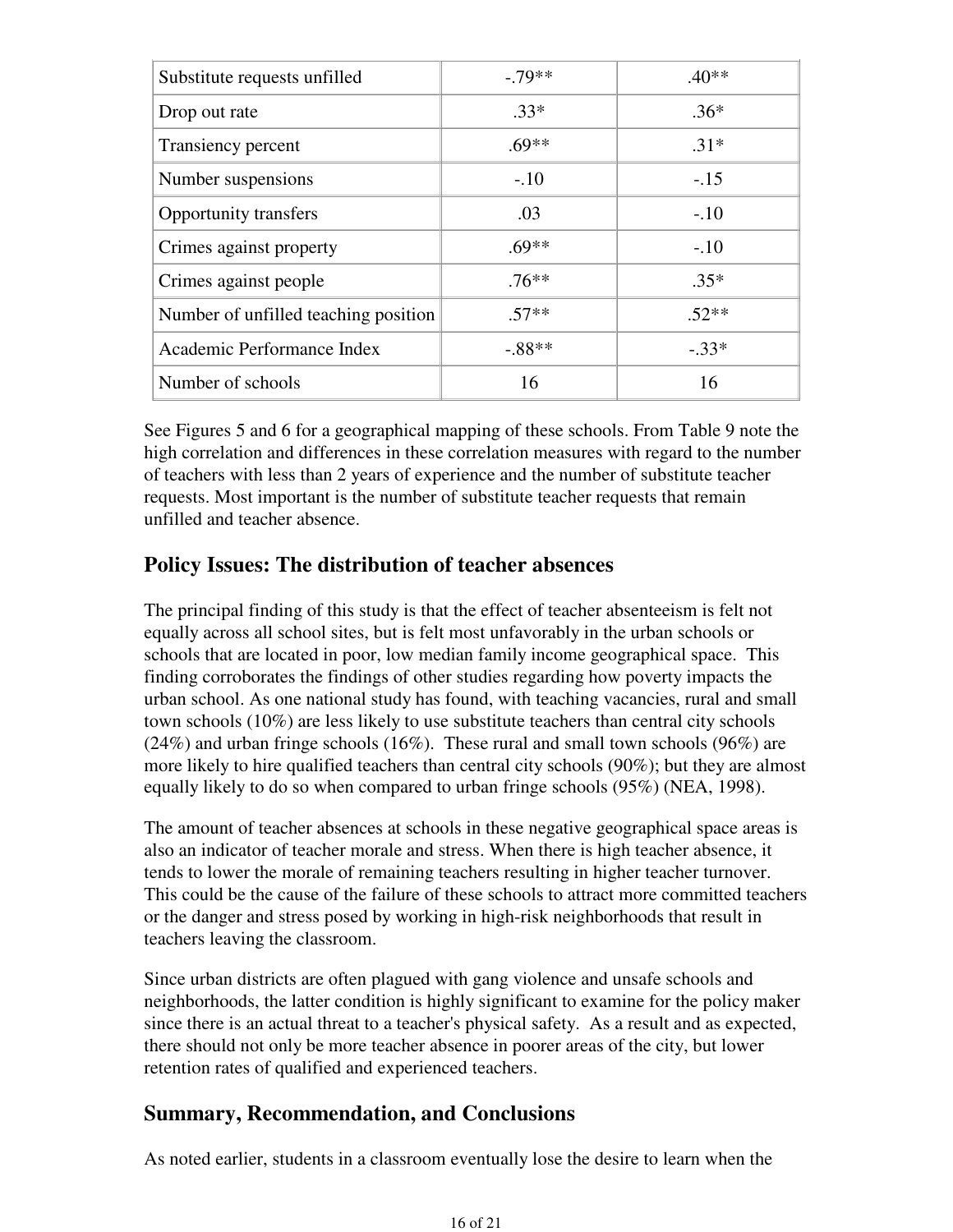| Substitute requests unfilled | -.79** | .40** |
|---|---|---|
| Drop out rate | .33* | .36* |
| Transiency percent | .69** | .31* |
| Number suspensions | -.10 | -.15 |
| Opportunity transfers | .03 | -.10 |
| Crimes against property | .69** | -.10 |
| Crimes against people | .76** | .35* |
| Number of unfilled teaching position | .57** | .52** |
| Academic Performance Index | -.88** | -.33* |
| Number of schools | 16 | 16 |

See Figures 5 and 6 for a geographical mapping of these schools. From Table 9 note the high correlation and differences in these correlation measures with regard to the number of teachers with less than 2 years of experience and the number of substitute teacher requests. Most important is the number of substitute teacher requests that remain unfilled and teacher absence.

## Policy Issues: The distribution of teacher absences

The principal finding of this study is that the effect of teacher absenteeism is felt not equally across all school sites, but is felt most unfavorably in the urban schools or schools that are located in poor, low median family income geographical space. This finding corroborates the findings of other studies regarding how poverty impacts the urban school. As one national study has found, with teaching vacancies, rural and small town schools (10%) are less likely to use substitute teachers than central city schools (24%) and urban fringe schools (16%). These rural and small town schools (96%) are more likely to hire qualified teachers than central city schools (90%); but they are almost equally likely to do so when compared to urban fringe schools (95%) (NEA, 1998).

The amount of teacher absences at schools in these negative geographical space areas is also an indicator of teacher morale and stress. When there is high teacher absence, it tends to lower the morale of remaining teachers resulting in higher teacher turnover. This could be the cause of the failure of these schools to attract more committed teachers or the danger and stress posed by working in high-risk neighborhoods that result in teachers leaving the classroom.

Since urban districts are often plagued with gang violence and unsafe schools and neighborhoods, the latter condition is highly significant to examine for the policy maker since there is an actual threat to a teacher's physical safety. As a result and as expected, there should not only be more teacher absence in poorer areas of the city, but lower retention rates of qualified and experienced teachers.

## Summary, Recommendation, and Conclusions

As noted earlier, students in a classroom eventually lose the desire to learn when the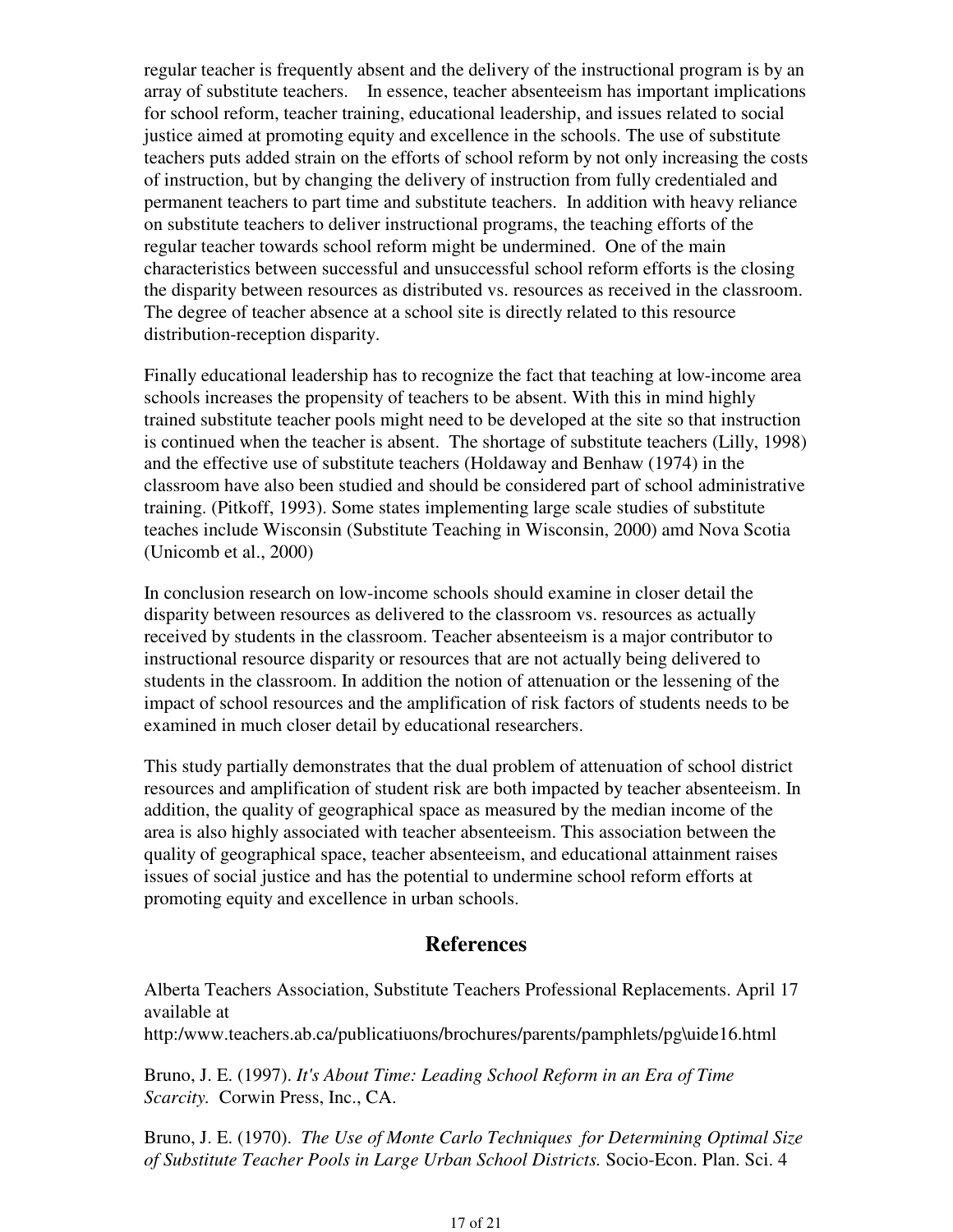regular teacher is frequently absent and the delivery of the instructional program is by an array of substitute teachers. In essence, teacher absenteeism has important implications for school reform, teacher training, educational leadership, and issues related to social justice aimed at promoting equity and excellence in the schools. The use of substitute teachers puts added strain on the efforts of school reform by not only increasing the costs of instruction, but by changing the delivery of instruction from fully credentialed and permanent teachers to part time and substitute teachers. In addition with heavy reliance on substitute teachers to deliver instructional programs, the teaching efforts of the regular teacher towards school reform might be undermined. One of the main characteristics between successful and unsuccessful school reform efforts is the closing the disparity between resources as distributed vs. resources as received in the classroom. The degree of teacher absence at a school site is directly related to this resource distribution-reception disparity.

Finally educational leadership has to recognize the fact that teaching at low-income area schools increases the propensity of teachers to be absent. With this in mind highly trained substitute teacher pools might need to be developed at the site so that instruction is continued when the teacher is absent. The shortage of substitute teachers (Lilly, 1998) and the effective use of substitute teachers (Holdaway and Benhaw (1974) in the classroom have also been studied and should be considered part of school administrative training. (Pitkoff, 1993). Some states implementing large scale studies of substitute teaches include Wisconsin (Substitute Teaching in Wisconsin, 2000) amd Nova Scotia (Unicomb et al., 2000)

In conclusion research on low-income schools should examine in closer detail the disparity between resources as delivered to the classroom vs. resources as actually received by students in the classroom. Teacher absenteeism is a major contributor to instructional resource disparity or resources that are not actually being delivered to students in the classroom. In addition the notion of attenuation or the lessening of the impact of school resources and the amplification of risk factors of students needs to be examined in much closer detail by educational researchers.

This study partially demonstrates that the dual problem of attenuation of school district resources and amplification of student risk are both impacted by teacher absenteeism. In addition, the quality of geographical space as measured by the median income of the area is also highly associated with teacher absenteeism. This association between the quality of geographical space, teacher absenteeism, and educational attainment raises issues of social justice and has the potential to undermine school reform efforts at promoting equity and excellence in urban schools.

## References

Alberta Teachers Association, Substitute Teachers Professional Replacements. April 17 available at http:/www.teachers.ab.ca/publicatiuons/brochures/parents/pamphlets/pg\uide16.html

Bruno, J. E. (1997). *It's About Time: Leading School Reform in an Era of Time Scarcity.* Corwin Press, Inc., CA.

Bruno, J. E. (1970). *The Use of Monte Carlo Techniques for Determining Optimal Size of Substitute Teacher Pools in Large Urban School Districts.* Socio-Econ. Plan. Sci. 4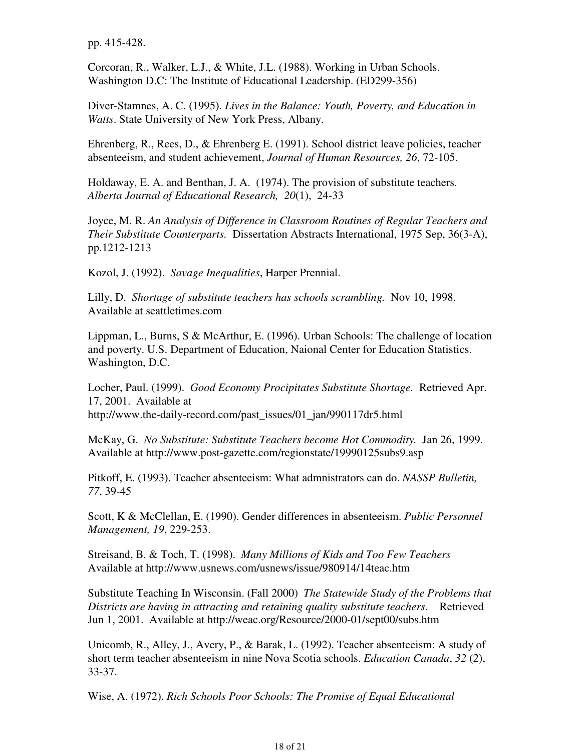pp. 415-428.

Corcoran, R., Walker, L.J., & White, J.L. (1988). Working in Urban Schools. Washington D.C: The Institute of Educational Leadership. (ED299-356)

Diver-Stamnes, A. C. (1995). *Lives in the Balance: Youth, Poverty, and Education in Watts*. State University of New York Press, Albany.

Ehrenberg, R., Rees, D., & Ehrenberg E. (1991). School district leave policies, teacher absenteeism, and student achievement, *Journal of Human Resources, 26*, 72-105.

Holdaway, E. A. and Benthan, J. A. (1974). The provision of substitute teachers*. Alberta Journal of Educational Research, 20*(1), 24-33

Joyce, M. R. *An Analysis of Difference in Classroom Routines of Regular Teachers and Their Substitute Counterparts.* Dissertation Abstracts International, 1975 Sep, 36(3-A), pp.1212-1213

Kozol, J. (1992). *Savage Inequalities*, Harper Prennial.

Lilly, D. *Shortage of substitute teachers has schools scrambling.* Nov 10, 1998. Available at seattletimes.com

Lippman, L., Burns, S & McArthur, E. (1996). Urban Schools: The challenge of location and poverty. U.S. Department of Education, Naional Center for Education Statistics. Washington, D.C.

Locher, Paul. (1999). *Good Economy Procipitates Substitute Shortage.* Retrieved Apr. 17, 2001. Available at http://www.the-daily-record.com/past_issues/01_jan/990117dr5.html

McKay, G. *No Substitute: Substitute Teachers become Hot Commodity.* Jan 26, 1999. Available at http://www.post-gazette.com/regionstate/19990125subs9.asp

Pitkoff, E. (1993). Teacher absenteeism: What admnistrators can do. *NASSP Bulletin, 77*, 39-45

Scott, K & McClellan, E. (1990). Gender differences in absenteeism. *Public Personnel Management, 19*, 229-253.

Streisand, B. & Toch, T. (1998). *Many Millions of Kids and Too Few Teachers* Available at http://www.usnews.com/usnews/issue/980914/14teac.htm

Substitute Teaching In Wisconsin. (Fall 2000) *The Statewide Study of the Problems that Districts are having in attracting and retaining quality substitute teachers.* Retrieved Jun 1, 2001. Available at http://weac.org/Resource/2000-01/sept00/subs.htm

Unicomb, R., Alley, J., Avery, P., & Barak, L. (1992). Teacher absenteeism: A study of short term teacher absenteeism in nine Nova Scotia schools. *Education Canada*, *32* (2), 33-37.

Wise, A. (1972). *Rich Schools Poor Schools: The Promise of Equal Educational*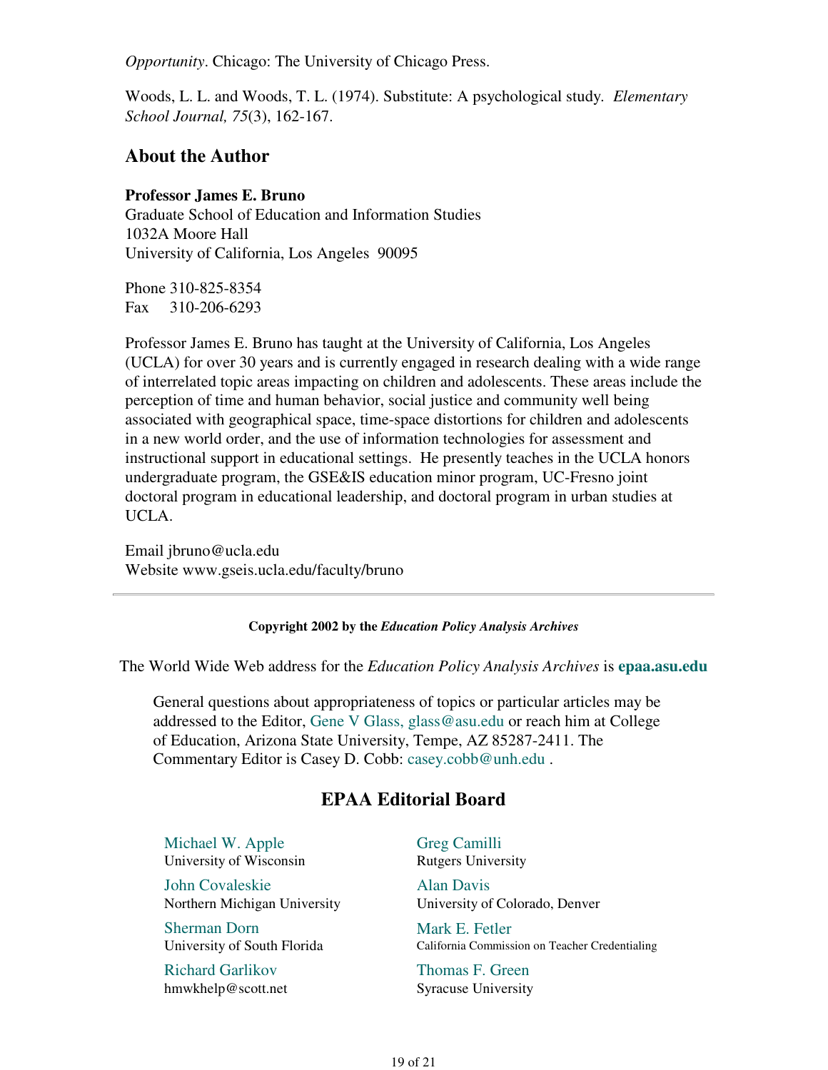*Opportunity*. Chicago: The University of Chicago Press.

Woods, L. L. and Woods, T. L. (1974). Substitute: A psychological study. *Elementary School Journal, 75*(3), 162-167.

## About the Author

**Professor James E. Bruno**
Graduate School of Education and Information Studies
1032A Moore Hall
University of California, Los Angeles 90095

Phone 310-825-8354
Fax 310-206-6293

Professor James E. Bruno has taught at the University of California, Los Angeles (UCLA) for over 30 years and is currently engaged in research dealing with a wide range of interrelated topic areas impacting on children and adolescents. These areas include the perception of time and human behavior, social justice and community well being associated with geographical space, time-space distortions for children and adolescents in a new world order, and the use of information technologies for assessment and instructional support in educational settings. He presently teaches in the UCLA honors undergraduate program, the GSE&IS education minor program, UC-Fresno joint doctoral program in educational leadership, and doctoral program in urban studies at UCLA.

Email jbruno@ucla.edu
Website www.gseis.ucla.edu/faculty/bruno

---

**Copyright 2002 by the *Education Policy Analysis Archives***

The World Wide Web address for the *Education Policy Analysis Archives* is **epaa.asu.edu**

General questions about appropriateness of topics or particular articles may be addressed to the Editor, Gene V Glass, glass@asu.edu or reach him at College of Education, Arizona State University, Tempe, AZ 85287-2411. The Commentary Editor is Casey D. Cobb: casey.cobb@unh.edu .

## EPAA Editorial Board

Michael W. Apple
University of Wisconsin

Greg Camilli
Rutgers University

John Covaleskie
Northern Michigan University

Alan Davis
University of Colorado, Denver

Sherman Dorn
University of South Florida

Mark E. Fetler
California Commission on Teacher Credentialing

Richard Garlikov
hmwkhelp@scott.net

Thomas F. Green
Syracuse University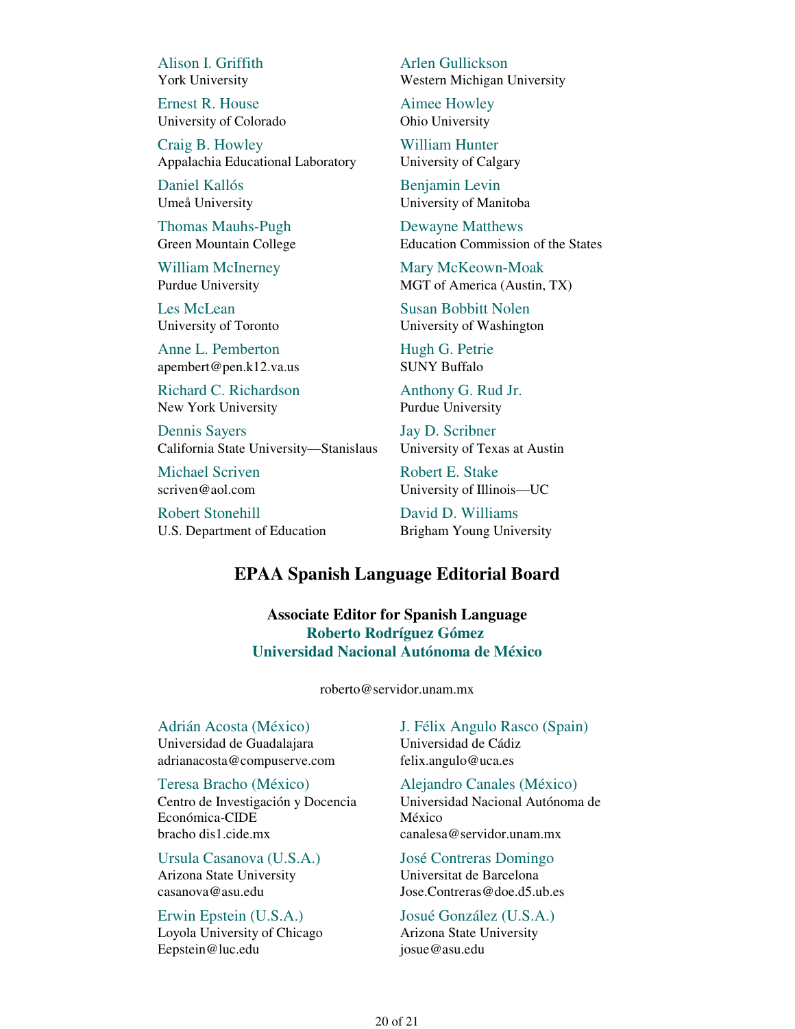Alison I. Griffith
York University

Arlen Gullickson
Western Michigan University

Ernest R. House
University of Colorado

Aimee Howley
Ohio University

Craig B. Howley
Appalachia Educational Laboratory

William Hunter
University of Calgary

Daniel Kallós
Umeå University

Benjamin Levin
University of Manitoba

Thomas Mauhs-Pugh
Green Mountain College

Dewayne Matthews
Education Commission of the States

William McInerney
Purdue University

Mary McKeown-Moak
MGT of America (Austin, TX)

Les McLean
University of Toronto

Susan Bobbitt Nolen
University of Washington

Anne L. Pemberton
apembert@pen.k12.va.us

Hugh G. Petrie
SUNY Buffalo

Richard C. Richardson
New York University

Anthony G. Rud Jr.
Purdue University

Dennis Sayers
California State University—Stanislaus

Jay D. Scribner
University of Texas at Austin

Michael Scriven
scriven@aol.com

Robert E. Stake
University of Illinois—UC

Robert Stonehill
U.S. Department of Education

David D. Williams
Brigham Young University

## EPAA Spanish Language Editorial Board

**Associate Editor for Spanish Language**
**Roberto Rodríguez Gómez**
**Universidad Nacional Autónoma de México**

roberto@servidor.unam.mx

Adrián Acosta (México)
Universidad de Guadalajara
adrianacosta@compuserve.com

J. Félix Angulo Rasco (Spain)
Universidad de Cádiz
felix.angulo@uca.es

Teresa Bracho (México)
Centro de Investigación y Docencia Económica-CIDE
bracho dis1.cide.mx

Alejandro Canales (México)
Universidad Nacional Autónoma de México
canalesa@servidor.unam.mx

Ursula Casanova (U.S.A.)
Arizona State University
casanova@asu.edu

José Contreras Domingo
Universitat de Barcelona
Jose.Contreras@doe.d5.ub.es

Erwin Epstein (U.S.A.)
Loyola University of Chicago
Eepstein@luc.edu

Josué González (U.S.A.)
Arizona State University
josue@asu.edu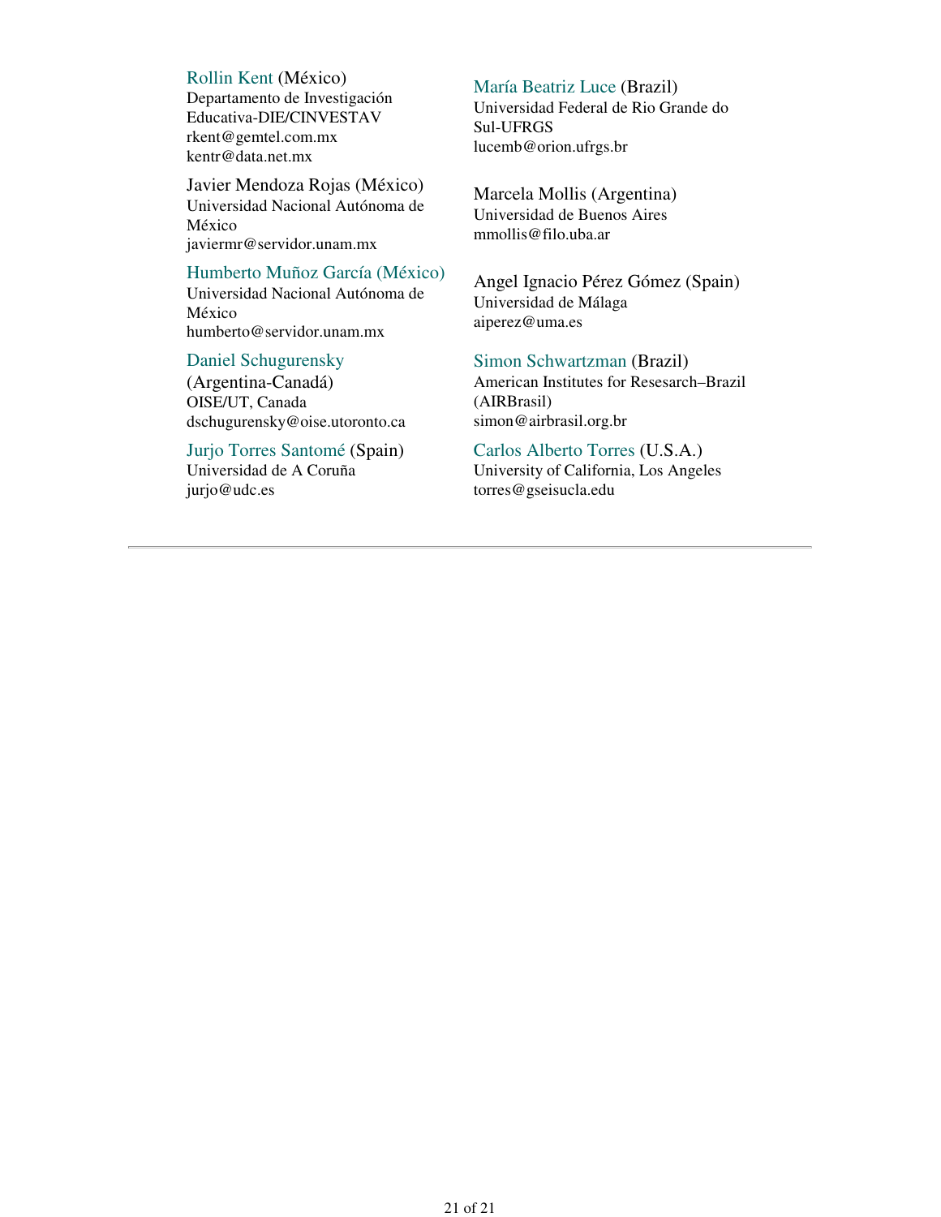Rollin Kent (México)
Departamento de Investigación Educativa-DIE/CINVESTAV
rkent@gemtel.com.mx
kentr@data.net.mx

Javier Mendoza Rojas (México)
Universidad Nacional Autónoma de México
javiermr@servidor.unam.mx

Humberto Muñoz García (México)
Universidad Nacional Autónoma de México
humberto@servidor.unam.mx

Daniel Schugurensky (Argentina-Canadá)
OISE/UT, Canada
dschugurensky@oise.utoronto.ca

Jurjo Torres Santomé (Spain)
Universidad de A Coruña
jurjo@udc.es

María Beatriz Luce (Brazil)
Universidad Federal de Rio Grande do Sul-UFRGS
lucemb@orion.ufrgs.br

Marcela Mollis (Argentina)
Universidad de Buenos Aires
mmollis@filo.uba.ar

Angel Ignacio Pérez Gómez (Spain)
Universidad de Málaga
aiperez@uma.es

Simon Schwartzman (Brazil)
American Institutes for Resesarch–Brazil (AIRBrasil)
simon@airbrasil.org.br

Carlos Alberto Torres (U.S.A.)
University of California, Los Angeles
torres@gseisucla.edu